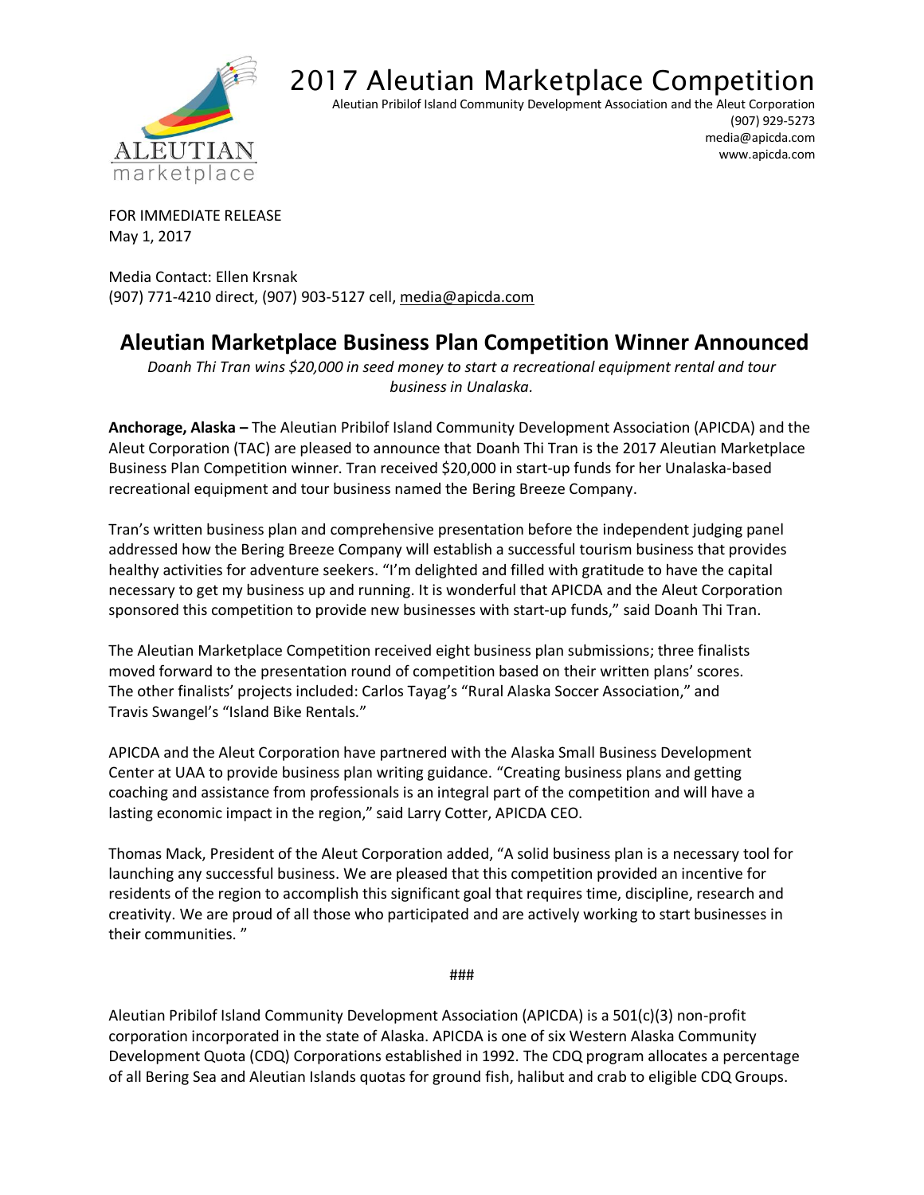# 2017 Aleutian Marketplace Competition

Aleutian Pribilof Island Community Development Association and the Aleut Corporation
(907) 929-5273
media@apicda.com
www.apicda.com

FOR IMMEDIATE RELEASE
May 1, 2017

Media Contact: Ellen Krsnak
(907) 771-4210 direct, (907) 903-5127 cell, media@apicda.com

## Aleutian Marketplace Business Plan Competition Winner Announced

*Doanh Thi Tran wins $20,000 in seed money to start a recreational equipment rental and tour business in Unalaska.*

**Anchorage, Alaska –** The Aleutian Pribilof Island Community Development Association (APICDA) and the Aleut Corporation (TAC) are pleased to announce that Doanh Thi Tran is the 2017 Aleutian Marketplace Business Plan Competition winner. Tran received $20,000 in start-up funds for her Unalaska-based recreational equipment and tour business named the Bering Breeze Company.

Tran's written business plan and comprehensive presentation before the independent judging panel addressed how the Bering Breeze Company will establish a successful tourism business that provides healthy activities for adventure seekers. "I'm delighted and filled with gratitude to have the capital necessary to get my business up and running. It is wonderful that APICDA and the Aleut Corporation sponsored this competition to provide new businesses with start-up funds," said Doanh Thi Tran.

The Aleutian Marketplace Competition received eight business plan submissions; three finalists moved forward to the presentation round of competition based on their written plans' scores. The other finalists' projects included: Carlos Tayag's "Rural Alaska Soccer Association," and Travis Swangel's "Island Bike Rentals."

APICDA and the Aleut Corporation have partnered with the Alaska Small Business Development Center at UAA to provide business plan writing guidance. "Creating business plans and getting coaching and assistance from professionals is an integral part of the competition and will have a lasting economic impact in the region," said Larry Cotter, APICDA CEO.

Thomas Mack, President of the Aleut Corporation added, "A solid business plan is a necessary tool for launching any successful business. We are pleased that this competition provided an incentive for residents of the region to accomplish this significant goal that requires time, discipline, research and creativity. We are proud of all those who participated and are actively working to start businesses in their communities. "

###

Aleutian Pribilof Island Community Development Association (APICDA) is a 501(c)(3) non-profit corporation incorporated in the state of Alaska. APICDA is one of six Western Alaska Community Development Quota (CDQ) Corporations established in 1992. The CDQ program allocates a percentage of all Bering Sea and Aleutian Islands quotas for ground fish, halibut and crab to eligible CDQ Groups.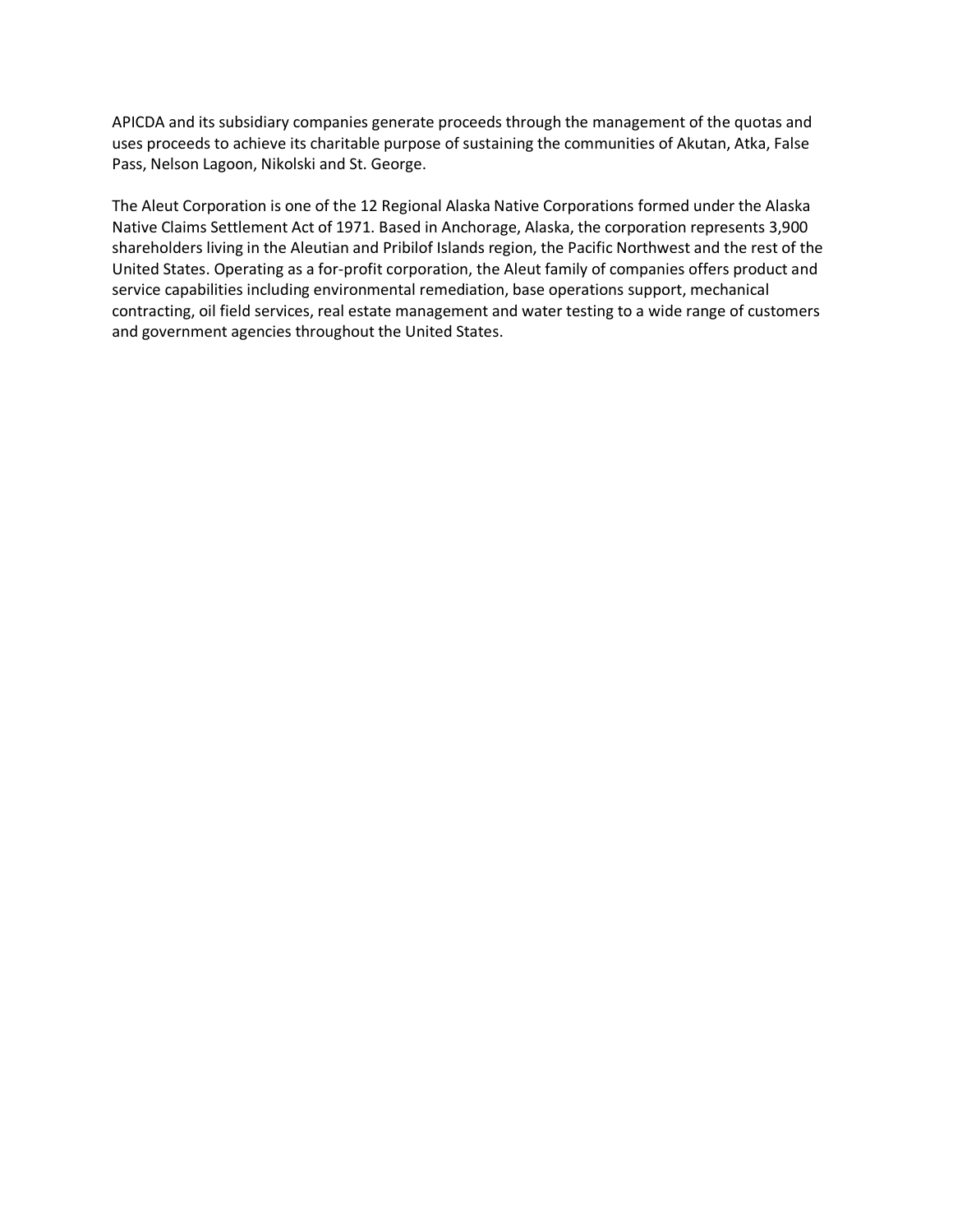APICDA and its subsidiary companies generate proceeds through the management of the quotas and uses proceeds to achieve its charitable purpose of sustaining the communities of Akutan, Atka, False Pass, Nelson Lagoon, Nikolski and St. George.

The Aleut Corporation is one of the 12 Regional Alaska Native Corporations formed under the Alaska Native Claims Settlement Act of 1971. Based in Anchorage, Alaska, the corporation represents 3,900 shareholders living in the Aleutian and Pribilof Islands region, the Pacific Northwest and the rest of the United States. Operating as a for-profit corporation, the Aleut family of companies offers product and service capabilities including environmental remediation, base operations support, mechanical contracting, oil field services, real estate management and water testing to a wide range of customers and government agencies throughout the United States.